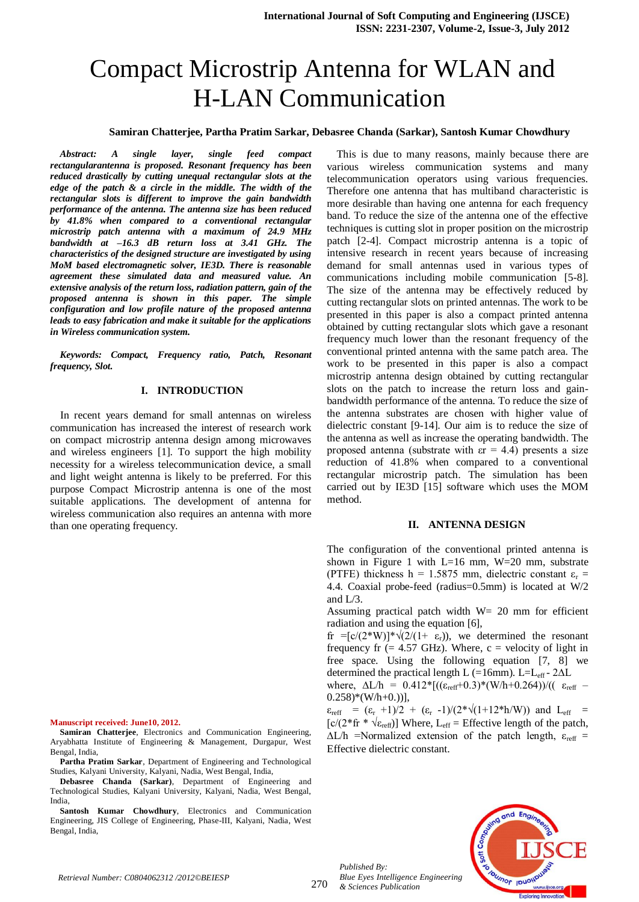# Compact Microstrip Antenna for WLAN and H-LAN Communication

**Samiran Chatterjee, Partha Pratim Sarkar, Debasree Chanda (Sarkar), Santosh Kumar Chowdhury**

***Abstract:*** ***A single layer, single feed compact rectangularantenna is proposed. Resonant frequency has been reduced drastically by cutting unequal rectangular slots at the edge of the patch & a circle in the middle. The width of the rectangular slots is different to improve the gain bandwidth performance of the antenna. The antenna size has been reduced by 41.8% when compared to a conventional rectangular microstrip patch antenna with a maximum of 24.9 MHz bandwidth at –16.3 dB return loss at 3.41 GHz. The characteristics of the designed structure are investigated by using MoM based electromagnetic solver, IE3D. There is reasonable agreement these simulated data and measured value. An extensive analysis of the return loss, radiation pattern, gain of the proposed antenna is shown in this paper. The simple configuration and low profile nature of the proposed antenna leads to easy fabrication and make it suitable for the applications in Wireless communication system.***

***Keywords:*** ***Compact, Frequency ratio, Patch, Resonant frequency, Slot.***

## I. INTRODUCTION

In recent years demand for small antennas on wireless communication has increased the interest of research work on compact microstrip antenna design among microwaves and wireless engineers [1]. To support the high mobility necessity for a wireless telecommunication device, a small and light weight antenna is likely to be preferred. For this purpose Compact Microstrip antenna is one of the most suitable applications. The development of antenna for wireless communication also requires an antenna with more than one operating frequency. This is due to many reasons, mainly because there are various wireless communication systems and many telecommunication operators using various frequencies. Therefore one antenna that has multiband characteristic is more desirable than having one antenna for each frequency band. To reduce the size of the antenna one of the effective techniques is cutting slot in proper position on the microstrip patch [2-4]. Compact microstrip antenna is a topic of intensive research in recent years because of increasing demand for small antennas used in various types of communications including mobile communication [5-8]. The size of the antenna may be effectively reduced by cutting rectangular slots on printed antennas. The work to be presented in this paper is also a compact printed antenna obtained by cutting rectangular slots which gave a resonant frequency much lower than the resonant frequency of the conventional printed antenna with the same patch area. The work to be presented in this paper is also a compact microstrip antenna design obtained by cutting rectangular slots on the patch to increase the return loss and gain-bandwidth performance of the antenna. To reduce the size of the antenna substrates are chosen with higher value of dielectric constant [9-14]. Our aim is to reduce the size of the antenna as well as increase the operating bandwidth. The proposed antenna (substrate with $\varepsilon r = 4.4$) presents a size reduction of 41.8% when compared to a conventional rectangular microstrip patch. The simulation has been carried out by IE3D [15] software which uses the MOM method.

## II. ANTENNA DESIGN

The configuration of the conventional printed antenna is shown in Figure 1 with L=16 mm, W=20 mm, substrate (PTFE) thickness h = 1.5875 mm, dielectric constant $\varepsilon_r = 4.4$. Coaxial probe-feed (radius=0.5mm) is located at W/2 and L/3.

Assuming practical patch width W= 20 mm for efficient radiation and using the equation [6],

$f_r = [c/(2*W)]*\sqrt{(2/(1+\varepsilon_r))}$, we determined the resonant frequency fr (= 4.57 GHz). Where, c = velocity of light in free space. Using the following equation [7, 8] we determined the practical length L (=16mm). $L = L_{eff} - 2\Delta L$

where, $\Delta L/h = 0.412*[((\varepsilon_{reff}+0.3)*(W/h+0.264))/((\varepsilon_{reff} - 0.258)*(W/h+0.))]$,

$\varepsilon_{reff} = (\varepsilon_r + 1)/2 + (\varepsilon_r - 1)/(2*\sqrt{(1+12*h/W)})$ and $L_{eff} = [c/(2*f_r * \sqrt{\varepsilon_{reff}})]$ Where, $L_{eff}$ = Effective length of the patch, $\Delta L/h$ =Normalized extension of the patch length, $\varepsilon_{reff}$ = Effective dielectric constant.

**Manuscript received: June10, 2012.**

**Samiran Chatterjee**, Electronics and Communication Engineering, Aryabhatta Institute of Engineering & Management, Durgapur, West Bengal, India,

**Partha Pratim Sarkar**, Department of Engineering and Technological Studies, Kalyani University, Kalyani, Nadia, West Bengal, India,

**Debasree Chanda (Sarkar)**, Department of Engineering and Technological Studies, Kalyani University, Kalyani, Nadia, West Bengal, India,

**Santosh Kumar Chowdhury**, Electronics and Communication Engineering, JIS College of Engineering, Phase-III, Kalyani, Nadia, West Bengal, India,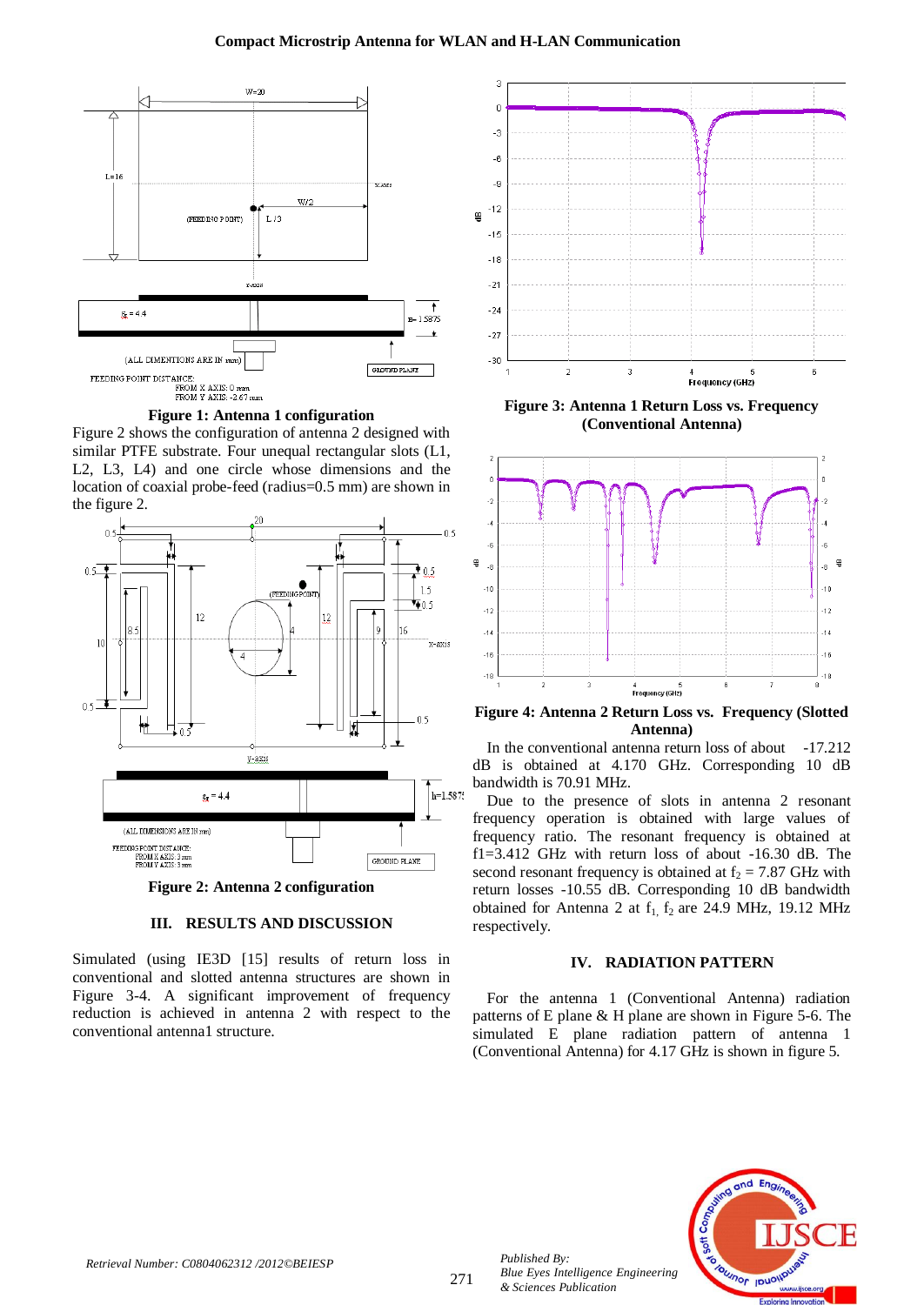Figure 1: Antenna 1 configuration

Figure 2 shows the configuration of antenna 2 designed with similar PTFE substrate. Four unequal rectangular slots (L1, L2, L3, L4) and one circle whose dimensions and the location of coaxial probe-feed (radius=0.5 mm) are shown in the figure 2.

Figure 2: Antenna 2 configuration

## III. RESULTS AND DISCUSSION

Simulated (using IE3D [15] results of return loss in conventional and slotted antenna structures are shown in Figure 3-4. A significant improvement of frequency reduction is achieved in antenna 2 with respect to the conventional antenna1 structure.

Figure 3: Antenna 1 Return Loss vs. Frequency (Conventional Antenna)

Figure 4: Antenna 2 Return Loss vs. Frequency (Slotted Antenna)

In the conventional antenna return loss of about -17.212 dB is obtained at 4.170 GHz. Corresponding 10 dB bandwidth is 70.91 MHz.

Due to the presence of slots in antenna 2 resonant frequency operation is obtained with large values of frequency ratio. The resonant frequency is obtained at f1=3.412 GHz with return loss of about -16.30 dB. The second resonant frequency is obtained at $f_2$ = 7.87 GHz with return losses -10.55 dB. Corresponding 10 dB bandwidth obtained for Antenna 2 at $f_1$, $f_2$ are 24.9 MHz, 19.12 MHz respectively.

## IV. RADIATION PATTERN

For the antenna 1 (Conventional Antenna) radiation patterns of E plane & H plane are shown in Figure 5-6. The simulated E plane radiation pattern of antenna 1 (Conventional Antenna) for 4.17 GHz is shown in figure 5.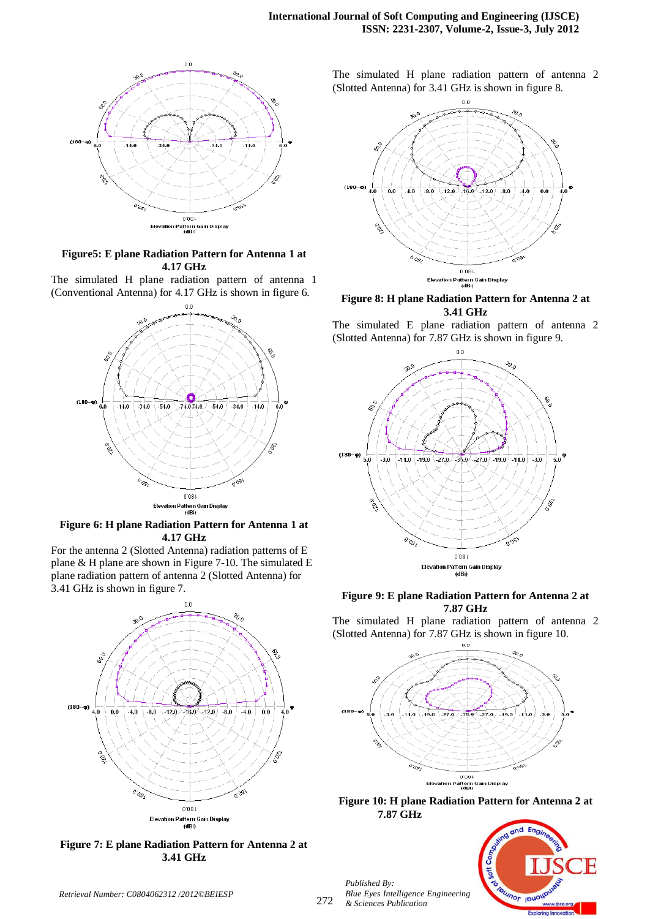**Figure5: E plane Radiation Pattern for Antenna 1 at 4.17 GHz**

The simulated H plane radiation pattern of antenna 1 (Conventional Antenna) for 4.17 GHz is shown in figure 6.

**Figure 6: H plane Radiation Pattern for Antenna 1 at 4.17 GHz**

For the antenna 2 (Slotted Antenna) radiation patterns of E plane & H plane are shown in Figure 7-10. The simulated E plane radiation pattern of antenna 2 (Slotted Antenna) for 3.41 GHz is shown in figure 7.

**Figure 7: E plane Radiation Pattern for Antenna 2 at 3.41 GHz**

The simulated H plane radiation pattern of antenna 2 (Slotted Antenna) for 3.41 GHz is shown in figure 8.

**Figure 8: H plane Radiation Pattern for Antenna 2 at 3.41 GHz**

The simulated E plane radiation pattern of antenna 2 (Slotted Antenna) for 7.87 GHz is shown in figure 9.

**Figure 9: E plane Radiation Pattern for Antenna 2 at 7.87 GHz**

The simulated H plane radiation pattern of antenna 2 (Slotted Antenna) for 7.87 GHz is shown in figure 10.

**Figure 10: H plane Radiation Pattern for Antenna 2 at 7.87 GHz**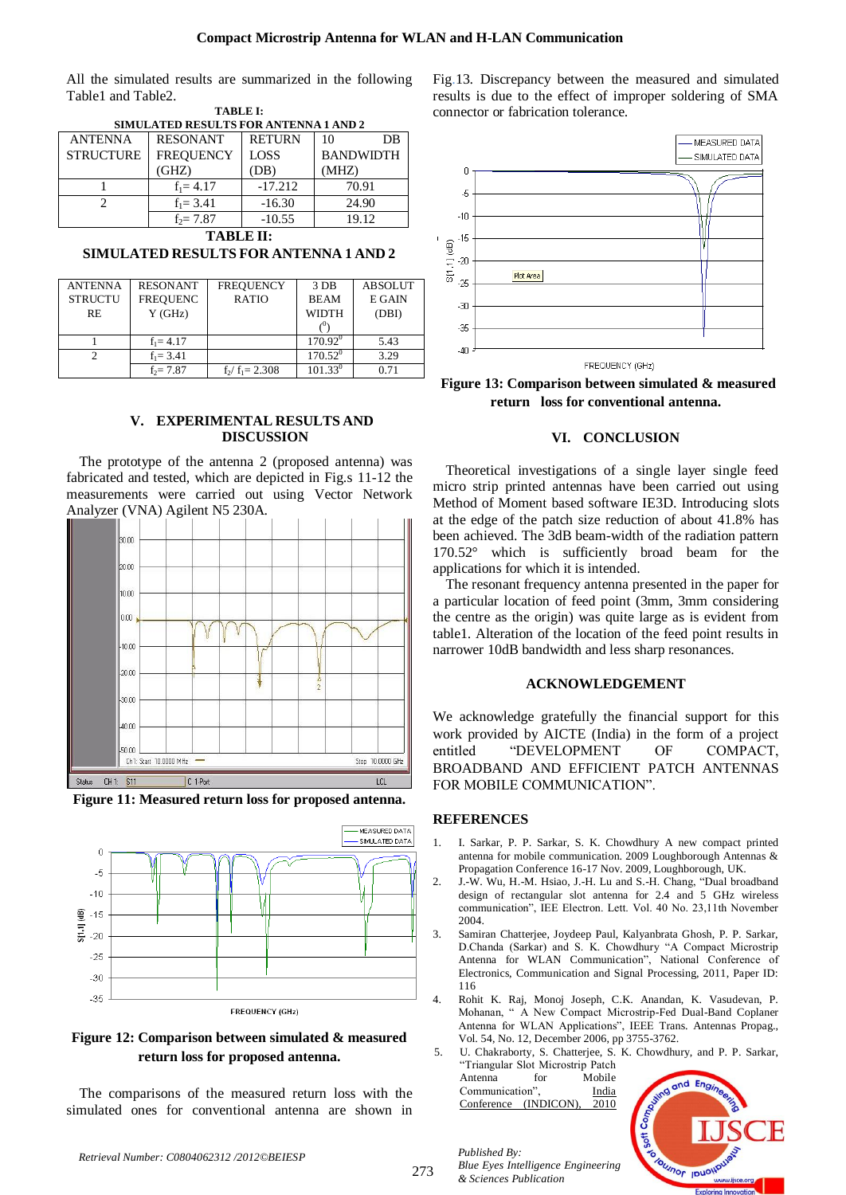All the simulated results are summarized in the following Table1 and Table2.

**TABLE I: SIMULATED RESULTS FOR ANTENNA 1 AND 2**

| ANTENNA STRUCTURE | RESONANT FREQUENCY (GHZ) | RETURN LOSS (DB) | 10 DB BANDWIDTH (MHZ) |
|---|---|---|---|
| 1 | $f_1$= 4.17 | -17.212 | 70.91 |
| 2 | $f_1$= 3.41 | -16.30 | 24.90 |
| | $f_2$= 7.87 | -10.55 | 19.12 |

**TABLE II: SIMULATED RESULTS FOR ANTENNA 1 AND 2**

| ANTENNA STRUCTURE | RESONANT FREQUENCY (GHz) | FREQUENCY RATIO | 3 DB BEAM WIDTH ($^0$) | ABSOLUTE GAIN (DBI) |
|---|---|---|---|---|
| 1 | $f_1$= 4.17 | | $170.92^0$ | 5.43 |
| 2 | $f_1$= 3.41 | | $170.52^0$ | 3.29 |
| | $f_2$= 7.87 | $f_2/ f_1$= 2.308 | $101.33^0$ | 0.71 |

## V. EXPERIMENTAL RESULTS AND DISCUSSION

The prototype of the antenna 2 (proposed antenna) was fabricated and tested, which are depicted in Fig.s 11-12 the measurements were carried out using Vector Network Analyzer (VNA) Agilent N5 230A.

**Figure 11: Measured return loss for proposed antenna.**

**Figure 12: Comparison between simulated & measured return loss for proposed antenna.**

The comparisons of the measured return loss with the simulated ones for conventional antenna are shown in Fig.13. Discrepancy between the measured and simulated results is due to the effect of improper soldering of SMA connector or fabrication tolerance.

**Figure 13: Comparison between simulated & measured return loss for conventional antenna.**

## VI. CONCLUSION

Theoretical investigations of a single layer single feed micro strip printed antennas have been carried out using Method of Moment based software IE3D. Introducing slots at the edge of the patch size reduction of about 41.8% has been achieved. The 3dB beam-width of the radiation pattern 170.52° which is sufficiently broad beam for the applications for which it is intended.

The resonant frequency antenna presented in the paper for a particular location of feed point (3mm, 3mm considering the centre as the origin) was quite large as is evident from table1. Alteration of the location of the feed point results in narrower 10dB bandwidth and less sharp resonances.

## ACKNOWLEDGEMENT

We acknowledge gratefully the financial support for this work provided by AICTE (India) in the form of a project entitled "DEVELOPMENT OF COMPACT, BROADBAND AND EFFICIENT PATCH ANTENNAS FOR MOBILE COMMUNICATION".

## REFERENCES

1. I. Sarkar, P. P. Sarkar, S. K. Chowdhury A new compact printed antenna for mobile communication. 2009 Loughborough Antennas & Propagation Conference 16-17 Nov. 2009, Loughborough, UK.
2. J.-W. Wu, H.-M. Hsiao, J.-H. Lu and S.-H. Chang, "Dual broadband design of rectangular slot antenna for 2.4 and 5 GHz wireless communication", IEEE Electron. Lett. Vol. 40 No. 23,11th November 2004.
3. Samiran Chatterjee, Joydeep Paul, Kalyanbrata Ghosh, P. P. Sarkar, D.Chanda (Sarkar) and S. K. Chowdhury "A Compact Microstrip Antenna for WLAN Communication", National Conference of Electronics, Communication and Signal Processing, 2011, Paper ID: 116
4. Rohit K. Raj, Monoj Joseph, C.K. Anandan, K. Vasudevan, P. Mohanan, " A New Compact Microstrip-Fed Dual-Band Coplaner Antenna for WLAN Applications", IEEE Trans. Antennas Propag., Vol. 54, No. 12, December 2006, pp 3755-3762.
5. U. Chakraborty, S. Chatterjee, S. K. Chowdhury, and P. P. Sarkar, "Triangular Slot Microstrip Patch Antenna for Mobile Communication", India Conference (INDICON), 2010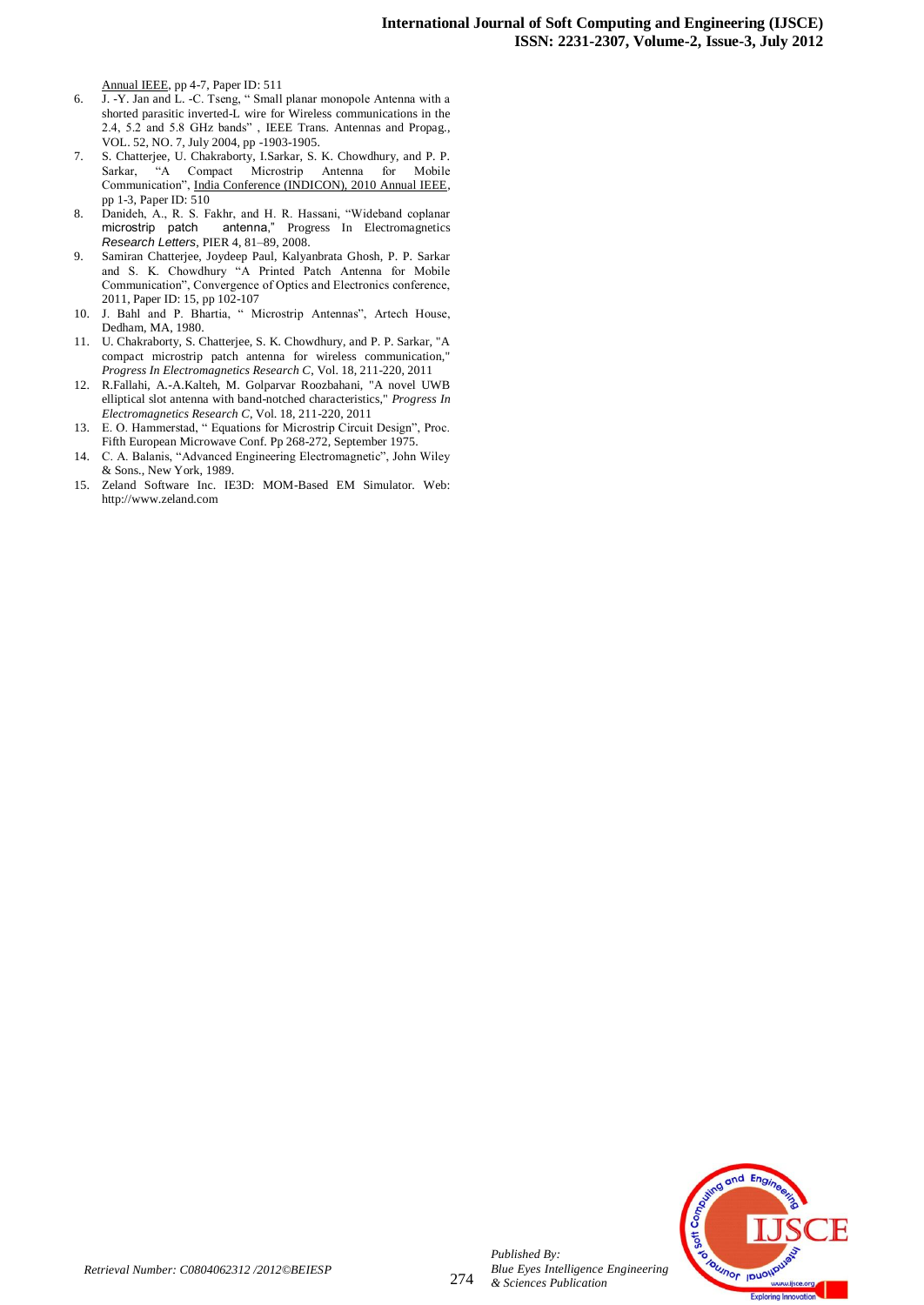Annual IEEE, pp 4-7, Paper ID: 511

6. J. -Y. Jan and L. -C. Tseng, " Small planar monopole Antenna with a shorted parasitic inverted-L wire for Wireless communications in the 2.4, 5.2 and 5.8 GHz bands" , IEEE Trans. Antennas and Propag., VOL. 52, NO. 7, July 2004, pp -1903-1905.
7. S. Chatterjee, U. Chakraborty, I.Sarkar, S. K. Chowdhury, and P. P. Sarkar, "A Compact Microstrip Antenna for Mobile Communication", India Conference (INDICON), 2010 Annual IEEE, pp 1-3, Paper ID: 510
8. Danideh, A., R. S. Fakhr, and H. R. Hassani, "Wideband coplanar microstrip patch antenna," Progress In Electromagnetics *Research Letters*, PIER 4, 81–89, 2008.
9. Samiran Chatterjee, Joydeep Paul, Kalyanbrata Ghosh, P. P. Sarkar and S. K. Chowdhury "A Printed Patch Antenna for Mobile Communication", Convergence of Optics and Electronics conference, 2011, Paper ID: 15, pp 102-107
10. J. Bahl and P. Bhartia, " Microstrip Antennas", Artech House, Dedham, MA, 1980.
11. U. Chakraborty, S. Chatterjee, S. K. Chowdhury, and P. P. Sarkar, "A compact microstrip patch antenna for wireless communication," *Progress In Electromagnetics Research C*, Vol. 18, 211-220, 2011
12. R.Fallahi, A.-A.Kalteh, M. Golparvar Roozbahani, "A novel UWB elliptical slot antenna with band-notched characteristics," *Progress In Electromagnetics Research C*, Vol. 18, 211-220, 2011
13. E. O. Hammerstad, " Equations for Microstrip Circuit Design", Proc. Fifth European Microwave Conf. Pp 268-272, September 1975.
14. C. A. Balanis, "Advanced Engineering Electromagnetic", John Wiley & Sons., New York, 1989.
15. Zeland Software Inc. IE3D: MOM-Based EM Simulator. Web: http://www.zeland.com